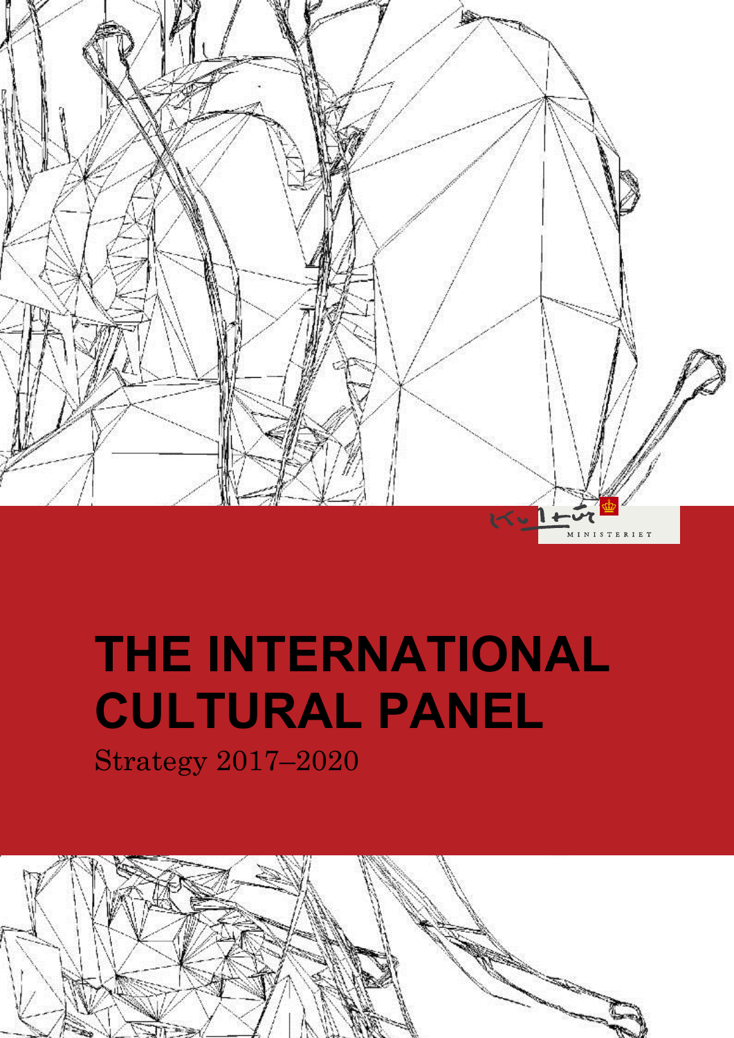# THE INTERNATIONAL CULTURAL PANEL

Strategy 2017–2020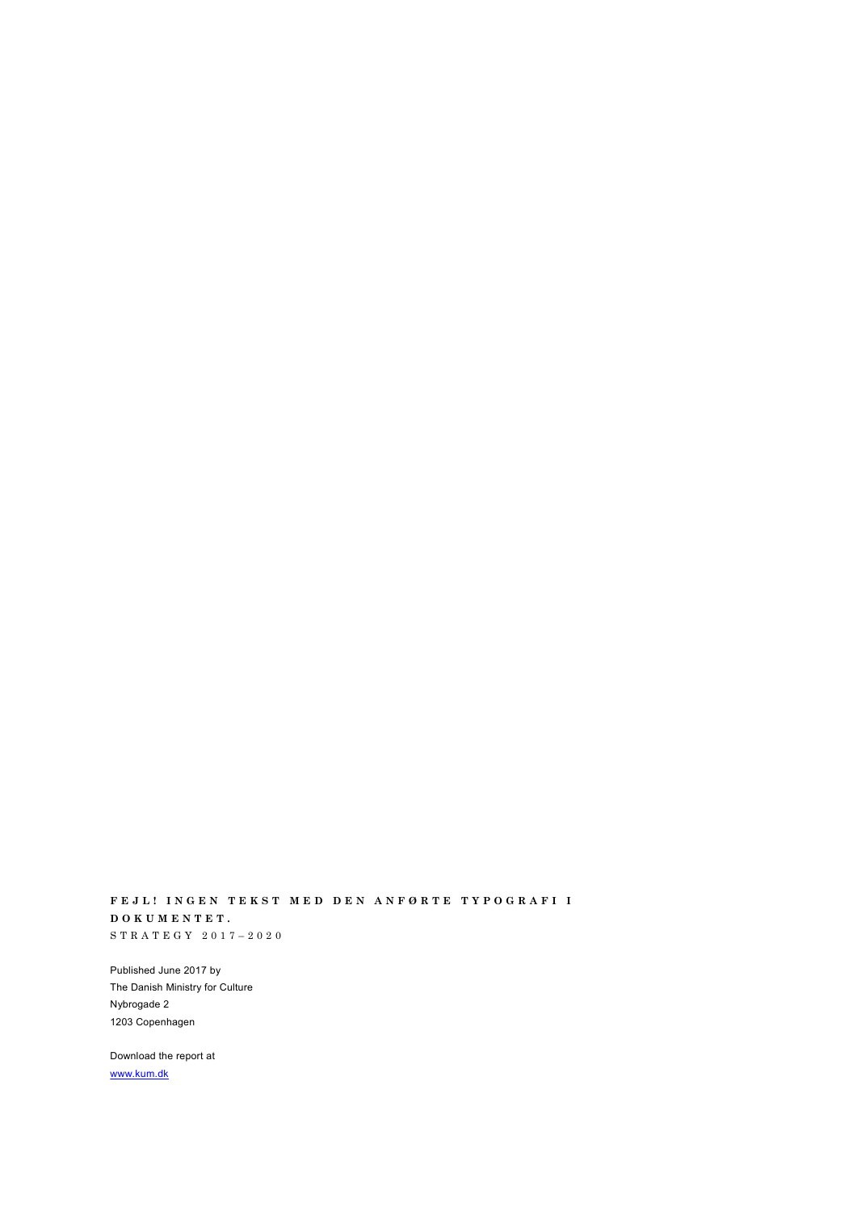**FEJL! INGEN TEKST MED DEN ANFØRTE TYPOGRAFI I DOKUMENTET.**

STRATEGY 2017–2020

Published June 2017 by
The Danish Ministry for Culture
Nybrogade 2
1203 Copenhagen

Download the report at
www.kum.dk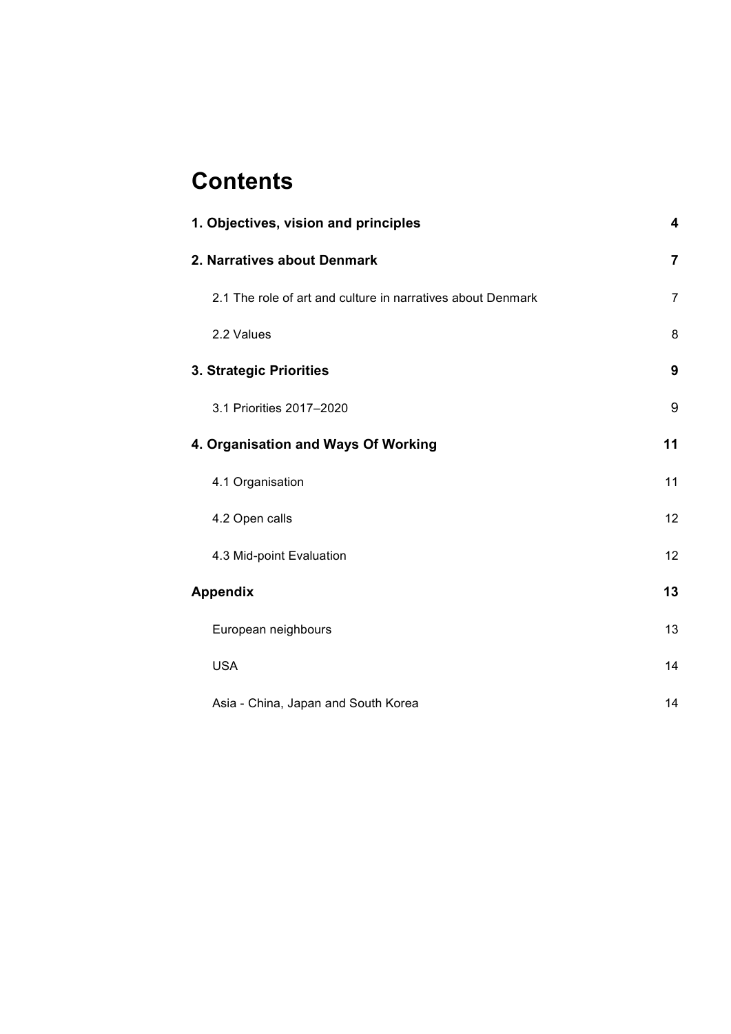# Contents

| | |
|---|---|
| **1. Objectives, vision and principles** | **4** |
| **2. Narratives about Denmark** | **7** |
| 2.1 The role of art and culture in narratives about Denmark | 7 |
| 2.2 Values | 8 |
| **3. Strategic Priorities** | **9** |
| 3.1 Priorities 2017–2020 | 9 |
| **4. Organisation and Ways Of Working** | **11** |
| 4.1 Organisation | 11 |
| 4.2 Open calls | 12 |
| 4.3 Mid-point Evaluation | 12 |
| **Appendix** | **13** |
| European neighbours | 13 |
| USA | 14 |
| Asia - China, Japan and South Korea | 14 |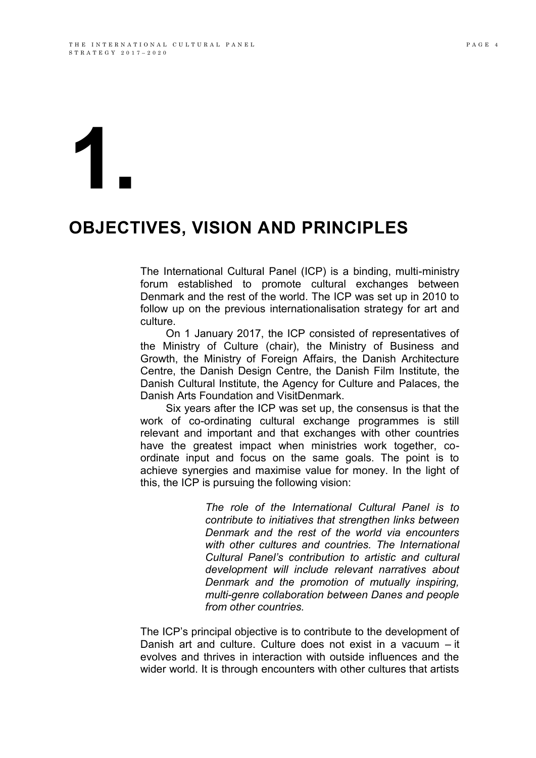# 1.

## OBJECTIVES, VISION AND PRINCIPLES

The International Cultural Panel (ICP) is a binding, multi-ministry forum established to promote cultural exchanges between Denmark and the rest of the world. The ICP was set up in 2010 to follow up on the previous internationalisation strategy for art and culture.

On 1 January 2017, the ICP consisted of representatives of the Ministry of Culture (chair), the Ministry of Business and Growth, the Ministry of Foreign Affairs, the Danish Architecture Centre, the Danish Design Centre, the Danish Film Institute, the Danish Cultural Institute, the Agency for Culture and Palaces, the Danish Arts Foundation and VisitDenmark.

Six years after the ICP was set up, the consensus is that the work of co-ordinating cultural exchange programmes is still relevant and important and that exchanges with other countries have the greatest impact when ministries work together, co-ordinate input and focus on the same goals. The point is to achieve synergies and maximise value for money. In the light of this, the ICP is pursuing the following vision:

> *The role of the International Cultural Panel is to contribute to initiatives that strengthen links between Denmark and the rest of the world via encounters with other cultures and countries. The International Cultural Panel's contribution to artistic and cultural development will include relevant narratives about Denmark and the promotion of mutually inspiring, multi-genre collaboration between Danes and people from other countries.*

The ICP's principal objective is to contribute to the development of Danish art and culture. Culture does not exist in a vacuum – it evolves and thrives in interaction with outside influences and the wider world. It is through encounters with other cultures that artists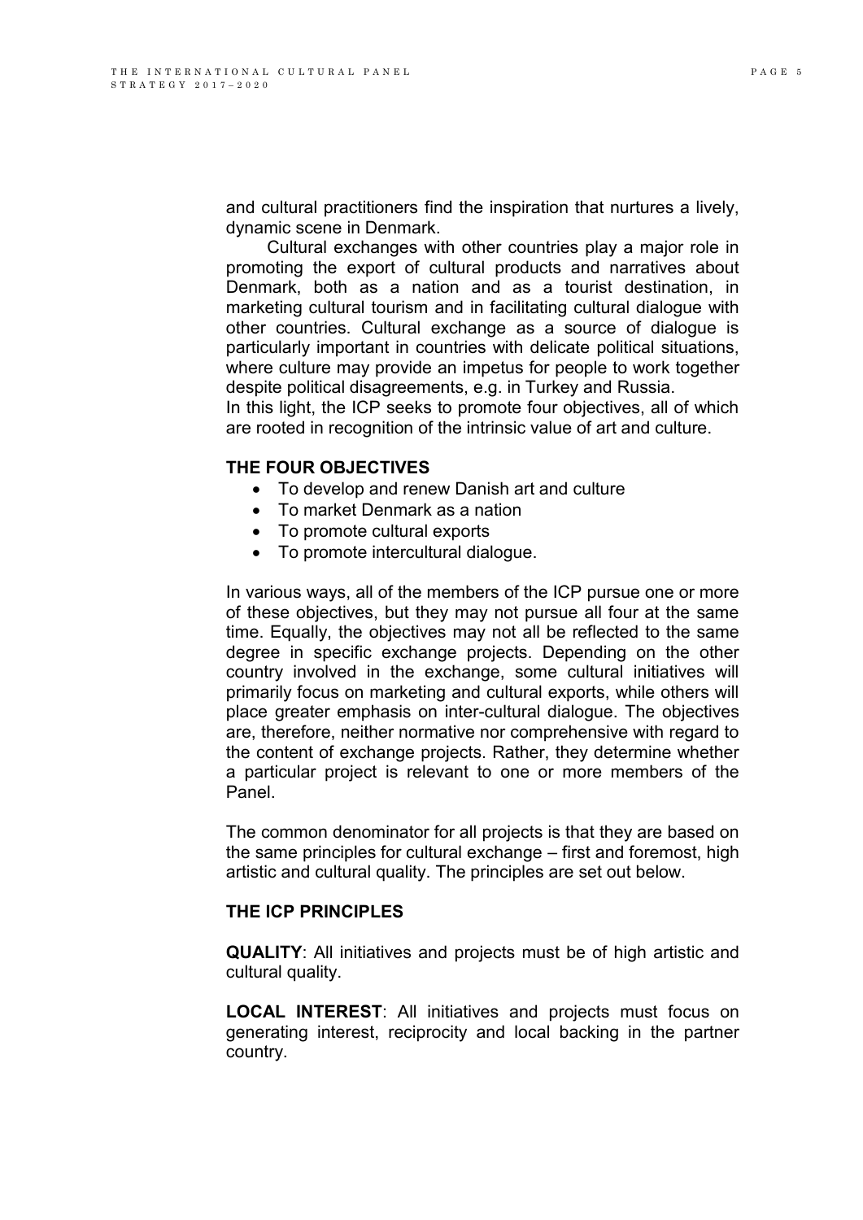and cultural practitioners find the inspiration that nurtures a lively, dynamic scene in Denmark.

Cultural exchanges with other countries play a major role in promoting the export of cultural products and narratives about Denmark, both as a nation and as a tourist destination, in marketing cultural tourism and in facilitating cultural dialogue with other countries. Cultural exchange as a source of dialogue is particularly important in countries with delicate political situations, where culture may provide an impetus for people to work together despite political disagreements, e.g. in Turkey and Russia.

In this light, the ICP seeks to promote four objectives, all of which are rooted in recognition of the intrinsic value of art and culture.

**THE FOUR OBJECTIVES**

- To develop and renew Danish art and culture
- To market Denmark as a nation
- To promote cultural exports
- To promote intercultural dialogue.

In various ways, all of the members of the ICP pursue one or more of these objectives, but they may not pursue all four at the same time. Equally, the objectives may not all be reflected to the same degree in specific exchange projects. Depending on the other country involved in the exchange, some cultural initiatives will primarily focus on marketing and cultural exports, while others will place greater emphasis on inter-cultural dialogue. The objectives are, therefore, neither normative nor comprehensive with regard to the content of exchange projects. Rather, they determine whether a particular project is relevant to one or more members of the Panel.

The common denominator for all projects is that they are based on the same principles for cultural exchange – first and foremost, high artistic and cultural quality. The principles are set out below.

**THE ICP PRINCIPLES**

**QUALITY**: All initiatives and projects must be of high artistic and cultural quality.

**LOCAL INTEREST**: All initiatives and projects must focus on generating interest, reciprocity and local backing in the partner country.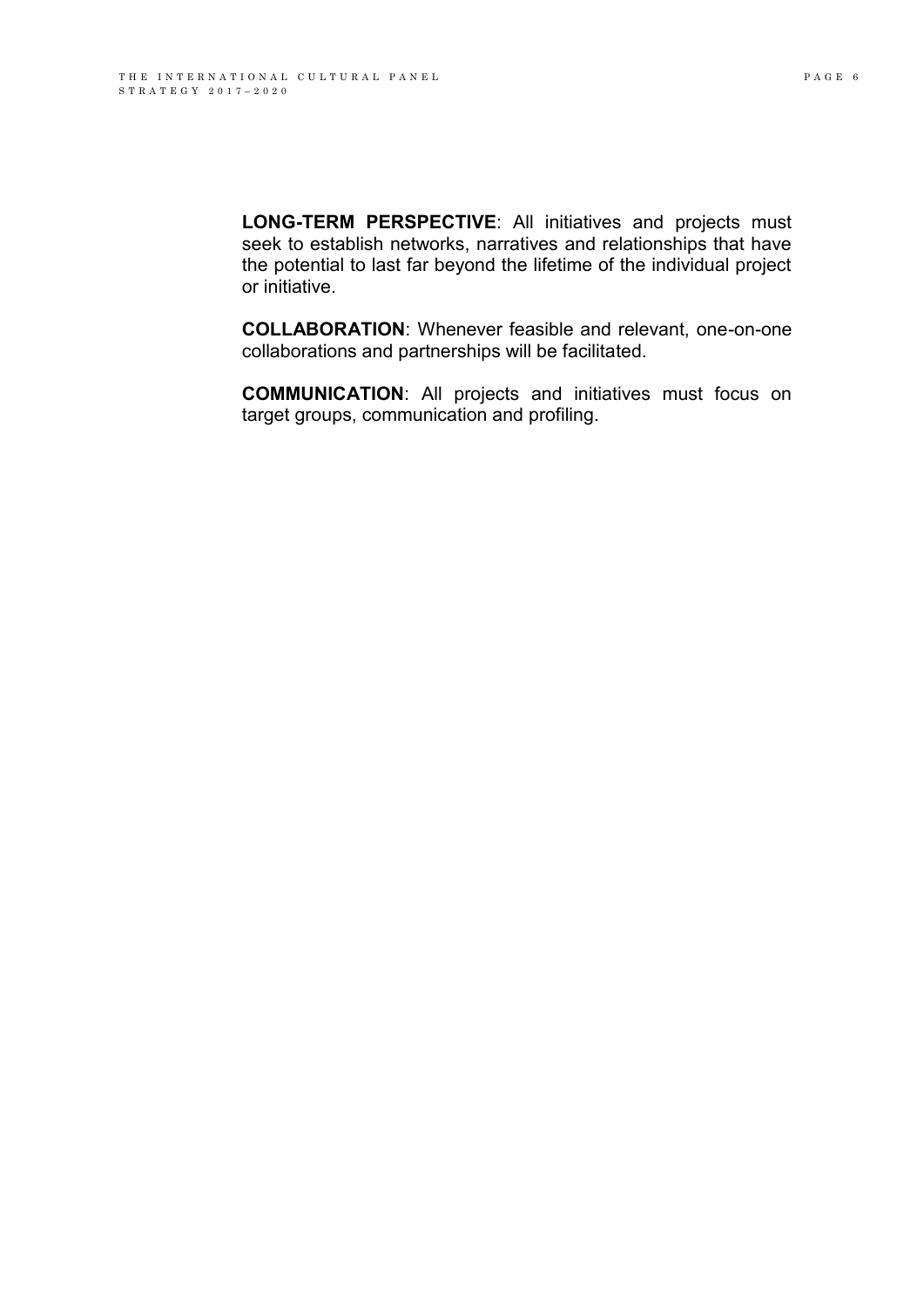**LONG-TERM PERSPECTIVE**: All initiatives and projects must seek to establish networks, narratives and relationships that have the potential to last far beyond the lifetime of the individual project or initiative.

**COLLABORATION**: Whenever feasible and relevant, one-on-one collaborations and partnerships will be facilitated.

**COMMUNICATION**: All projects and initiatives must focus on target groups, communication and profiling.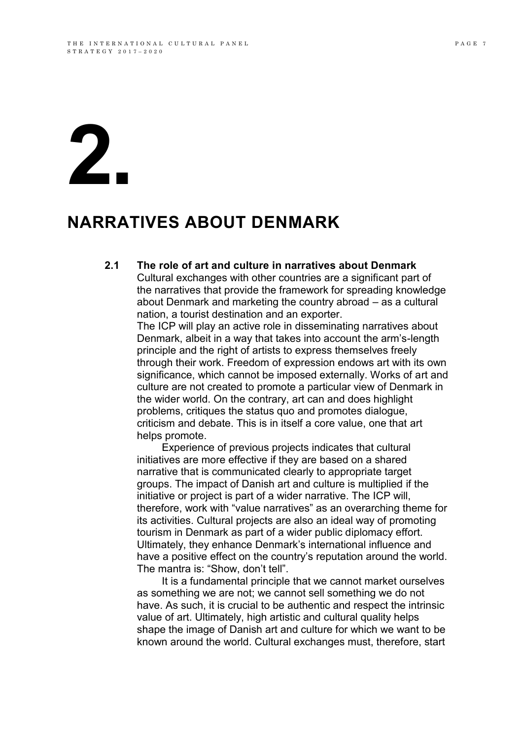# 2.

# NARRATIVES ABOUT DENMARK

## 2.1 The role of art and culture in narratives about Denmark

Cultural exchanges with other countries are a significant part of the narratives that provide the framework for spreading knowledge about Denmark and marketing the country abroad – as a cultural nation, a tourist destination and an exporter.

The ICP will play an active role in disseminating narratives about Denmark, albeit in a way that takes into account the arm's-length principle and the right of artists to express themselves freely through their work. Freedom of expression endows art with its own significance, which cannot be imposed externally. Works of art and culture are not created to promote a particular view of Denmark in the wider world. On the contrary, art can and does highlight problems, critiques the status quo and promotes dialogue, criticism and debate. This is in itself a core value, one that art helps promote.

Experience of previous projects indicates that cultural initiatives are more effective if they are based on a shared narrative that is communicated clearly to appropriate target groups. The impact of Danish art and culture is multiplied if the initiative or project is part of a wider narrative. The ICP will, therefore, work with "value narratives" as an overarching theme for its activities. Cultural projects are also an ideal way of promoting tourism in Denmark as part of a wider public diplomacy effort. Ultimately, they enhance Denmark's international influence and have a positive effect on the country's reputation around the world. The mantra is: "Show, don't tell".

It is a fundamental principle that we cannot market ourselves as something we are not; we cannot sell something we do not have. As such, it is crucial to be authentic and respect the intrinsic value of art. Ultimately, high artistic and cultural quality helps shape the image of Danish art and culture for which we want to be known around the world. Cultural exchanges must, therefore, start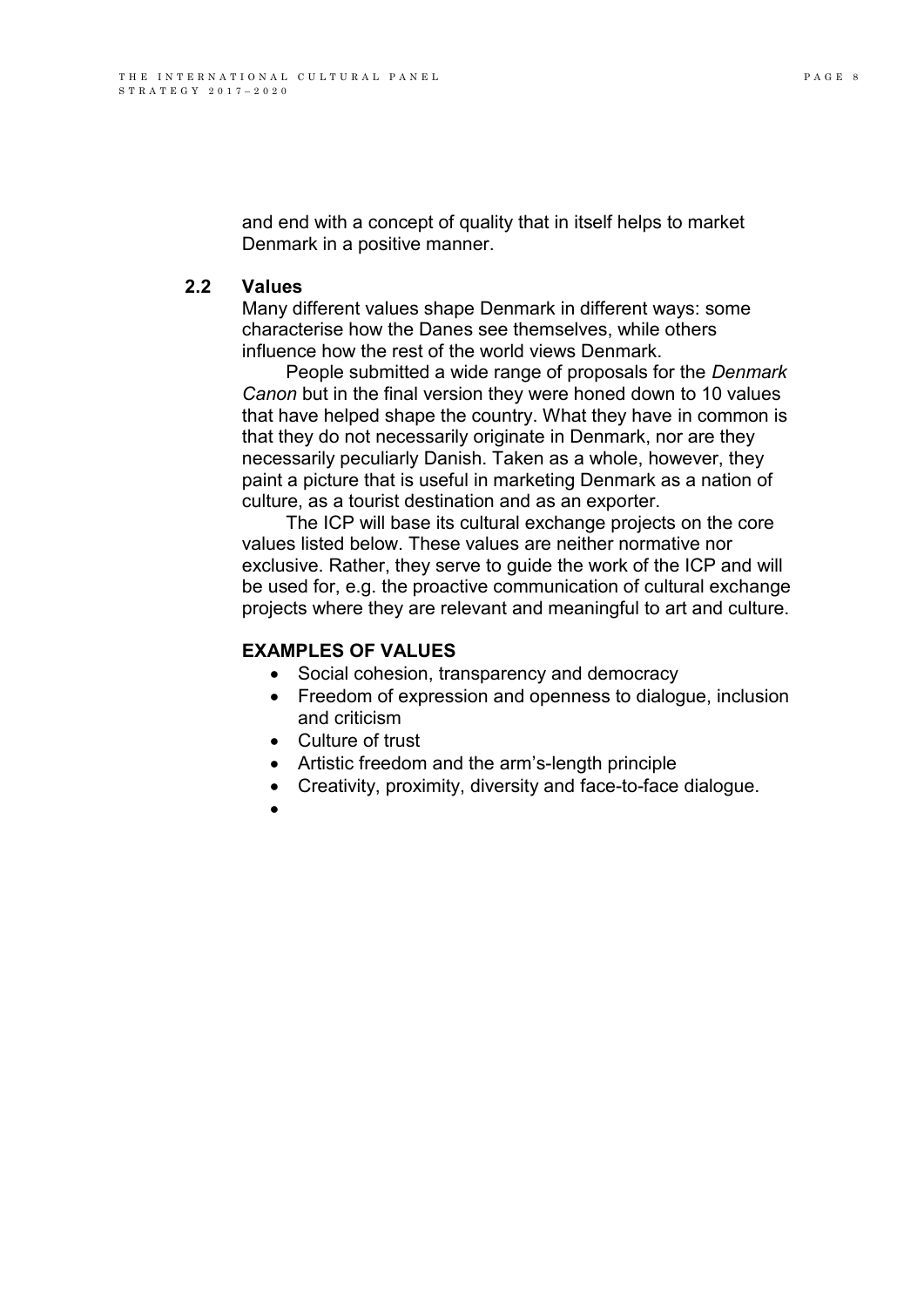and end with a concept of quality that in itself helps to market Denmark in a positive manner.

## 2.2 Values

Many different values shape Denmark in different ways: some characterise how the Danes see themselves, while others influence how the rest of the world views Denmark.

People submitted a wide range of proposals for the *Denmark Canon* but in the final version they were honed down to 10 values that have helped shape the country. What they have in common is that they do not necessarily originate in Denmark, nor are they necessarily peculiarly Danish. Taken as a whole, however, they paint a picture that is useful in marketing Denmark as a nation of culture, as a tourist destination and as an exporter.

The ICP will base its cultural exchange projects on the core values listed below. These values are neither normative nor exclusive. Rather, they serve to guide the work of the ICP and will be used for, e.g. the proactive communication of cultural exchange projects where they are relevant and meaningful to art and culture.

**EXAMPLES OF VALUES**

- Social cohesion, transparency and democracy
- Freedom of expression and openness to dialogue, inclusion and criticism
- Culture of trust
- Artistic freedom and the arm's-length principle
- Creativity, proximity, diversity and face-to-face dialogue.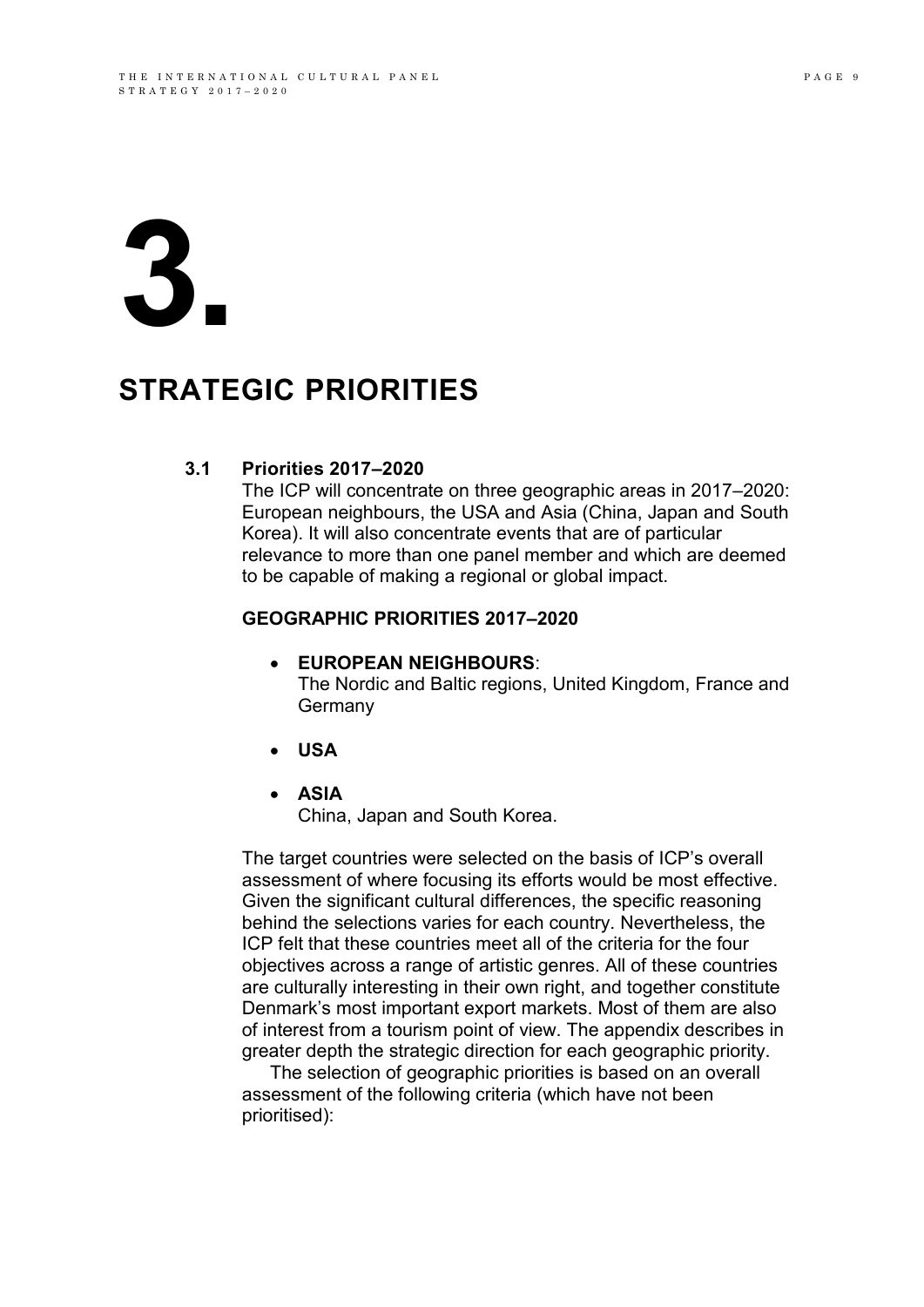# 3.

# STRATEGIC PRIORITIES

### 3.1 Priorities 2017–2020

The ICP will concentrate on three geographic areas in 2017–2020: European neighbours, the USA and Asia (China, Japan and South Korea). It will also concentrate events that are of particular relevance to more than one panel member and which are deemed to be capable of making a regional or global impact.

**GEOGRAPHIC PRIORITIES 2017–2020**

- **EUROPEAN NEIGHBOURS**:
  The Nordic and Baltic regions, United Kingdom, France and Germany
- **USA**
- **ASIA**
  China, Japan and South Korea.

The target countries were selected on the basis of ICP's overall assessment of where focusing its efforts would be most effective. Given the significant cultural differences, the specific reasoning behind the selections varies for each country. Nevertheless, the ICP felt that these countries meet all of the criteria for the four objectives across a range of artistic genres. All of these countries are culturally interesting in their own right, and together constitute Denmark's most important export markets. Most of them are also of interest from a tourism point of view. The appendix describes in greater depth the strategic direction for each geographic priority.

The selection of geographic priorities is based on an overall assessment of the following criteria (which have not been prioritised):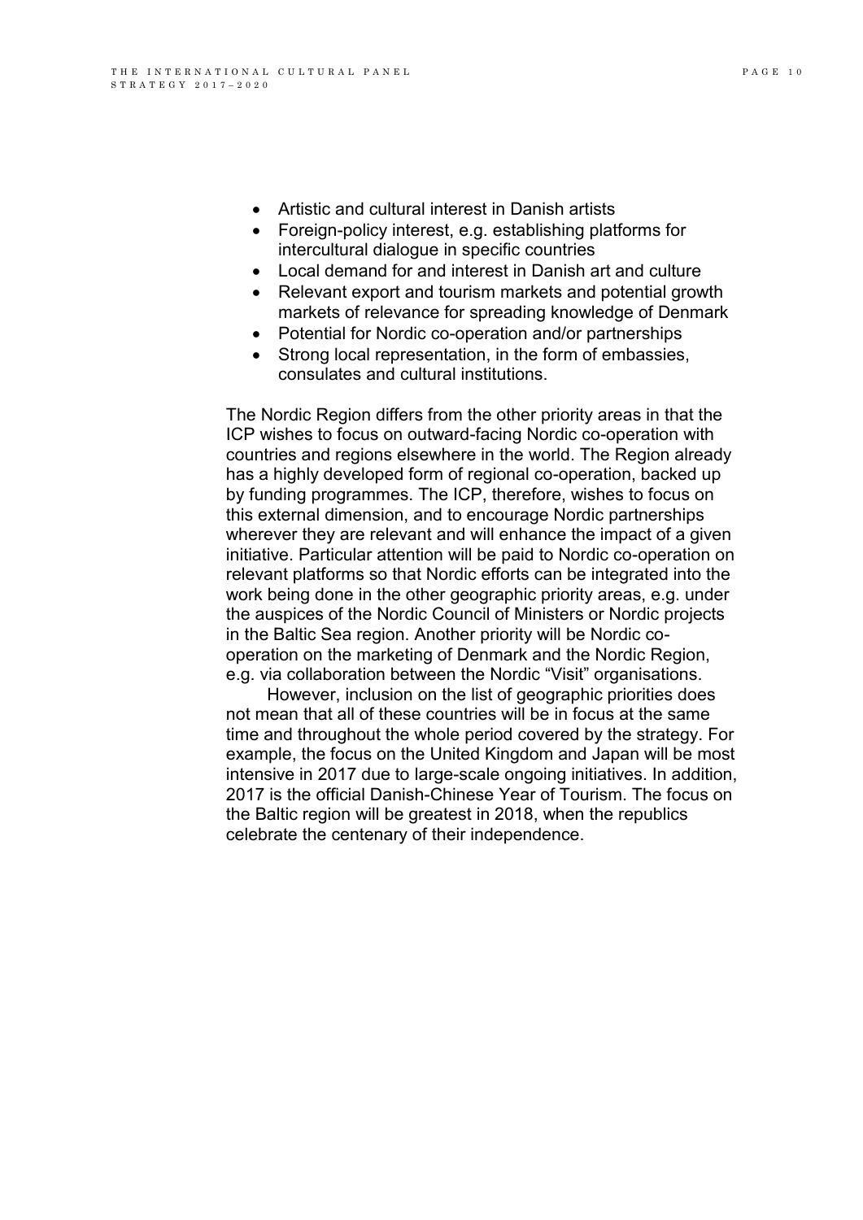- Artistic and cultural interest in Danish artists
- Foreign-policy interest, e.g. establishing platforms for intercultural dialogue in specific countries
- Local demand for and interest in Danish art and culture
- Relevant export and tourism markets and potential growth markets of relevance for spreading knowledge of Denmark
- Potential for Nordic co-operation and/or partnerships
- Strong local representation, in the form of embassies, consulates and cultural institutions.

The Nordic Region differs from the other priority areas in that the ICP wishes to focus on outward-facing Nordic co-operation with countries and regions elsewhere in the world. The Region already has a highly developed form of regional co-operation, backed up by funding programmes. The ICP, therefore, wishes to focus on this external dimension, and to encourage Nordic partnerships wherever they are relevant and will enhance the impact of a given initiative. Particular attention will be paid to Nordic co-operation on relevant platforms so that Nordic efforts can be integrated into the work being done in the other geographic priority areas, e.g. under the auspices of the Nordic Council of Ministers or Nordic projects in the Baltic Sea region. Another priority will be Nordic co-operation on the marketing of Denmark and the Nordic Region, e.g. via collaboration between the Nordic "Visit" organisations.

However, inclusion on the list of geographic priorities does not mean that all of these countries will be in focus at the same time and throughout the whole period covered by the strategy. For example, the focus on the United Kingdom and Japan will be most intensive in 2017 due to large-scale ongoing initiatives. In addition, 2017 is the official Danish-Chinese Year of Tourism. The focus on the Baltic region will be greatest in 2018, when the republics celebrate the centenary of their independence.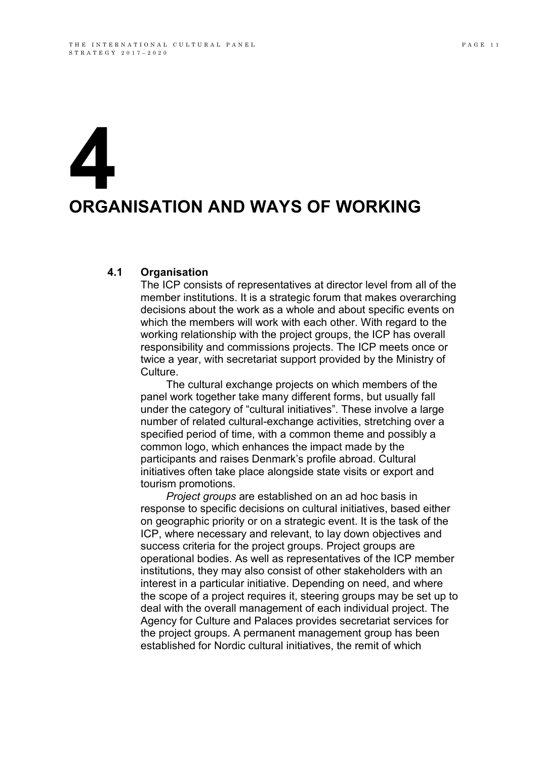# 4 ORGANISATION AND WAYS OF WORKING

## 4.1 Organisation

The ICP consists of representatives at director level from all of the member institutions. It is a strategic forum that makes overarching decisions about the work as a whole and about specific events on which the members will work with each other. With regard to the working relationship with the project groups, the ICP has overall responsibility and commissions projects. The ICP meets once or twice a year, with secretariat support provided by the Ministry of Culture.

The cultural exchange projects on which members of the panel work together take many different forms, but usually fall under the category of "cultural initiatives". These involve a large number of related cultural-exchange activities, stretching over a specified period of time, with a common theme and possibly a common logo, which enhances the impact made by the participants and raises Denmark's profile abroad. Cultural initiatives often take place alongside state visits or export and tourism promotions.

*Project groups* are established on an ad hoc basis in response to specific decisions on cultural initiatives, based either on geographic priority or on a strategic event. It is the task of the ICP, where necessary and relevant, to lay down objectives and success criteria for the project groups. Project groups are operational bodies. As well as representatives of the ICP member institutions, they may also consist of other stakeholders with an interest in a particular initiative. Depending on need, and where the scope of a project requires it, steering groups may be set up to deal with the overall management of each individual project. The Agency for Culture and Palaces provides secretariat services for the project groups. A permanent management group has been established for Nordic cultural initiatives, the remit of which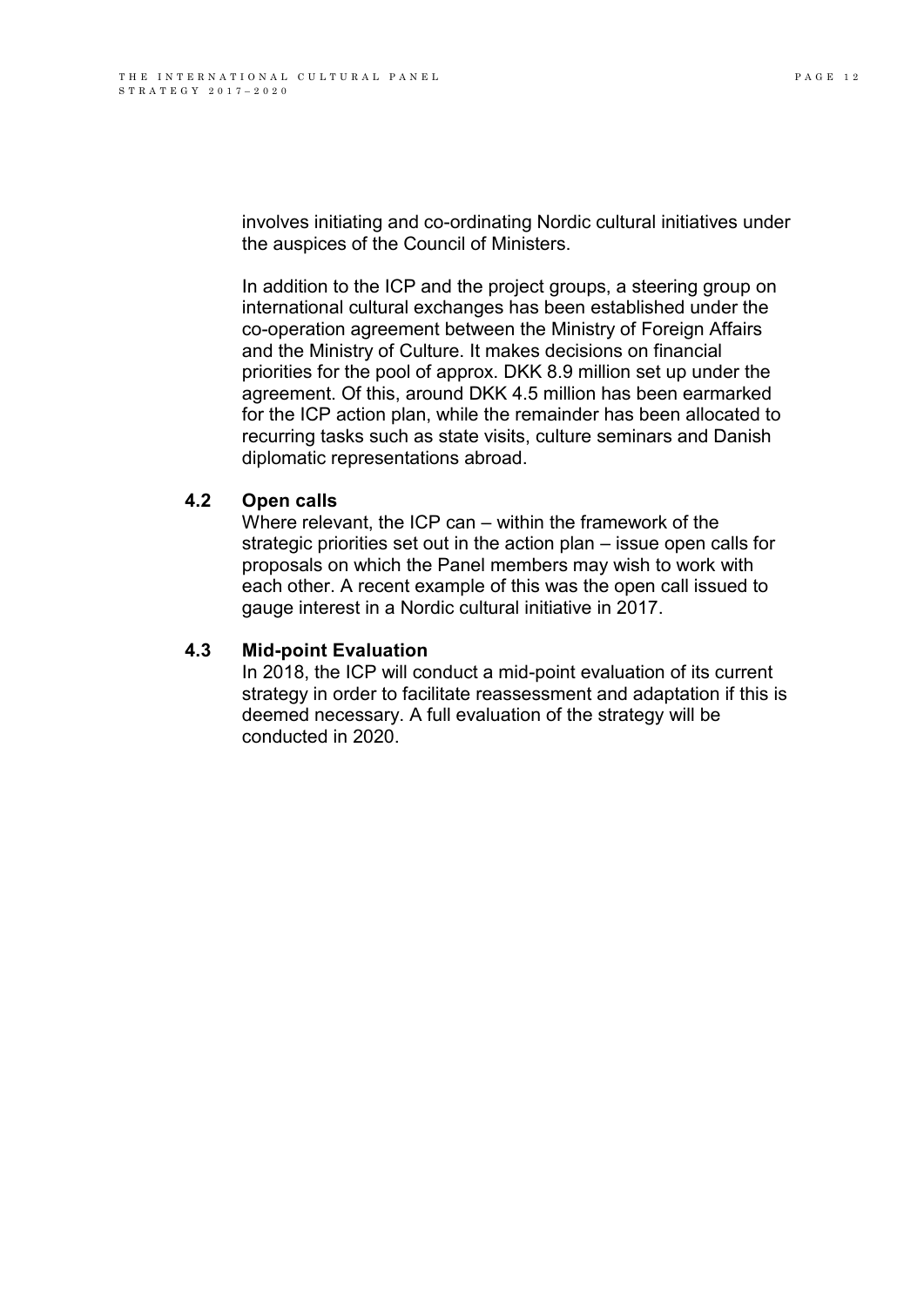involves initiating and co-ordinating Nordic cultural initiatives under the auspices of the Council of Ministers.

In addition to the ICP and the project groups, a steering group on international cultural exchanges has been established under the co-operation agreement between the Ministry of Foreign Affairs and the Ministry of Culture. It makes decisions on financial priorities for the pool of approx. DKK 8.9 million set up under the agreement. Of this, around DKK 4.5 million has been earmarked for the ICP action plan, while the remainder has been allocated to recurring tasks such as state visits, culture seminars and Danish diplomatic representations abroad.

### 4.2 Open calls

Where relevant, the ICP can – within the framework of the strategic priorities set out in the action plan – issue open calls for proposals on which the Panel members may wish to work with each other. A recent example of this was the open call issued to gauge interest in a Nordic cultural initiative in 2017.

### 4.3 Mid-point Evaluation

In 2018, the ICP will conduct a mid-point evaluation of its current strategy in order to facilitate reassessment and adaptation if this is deemed necessary. A full evaluation of the strategy will be conducted in 2020.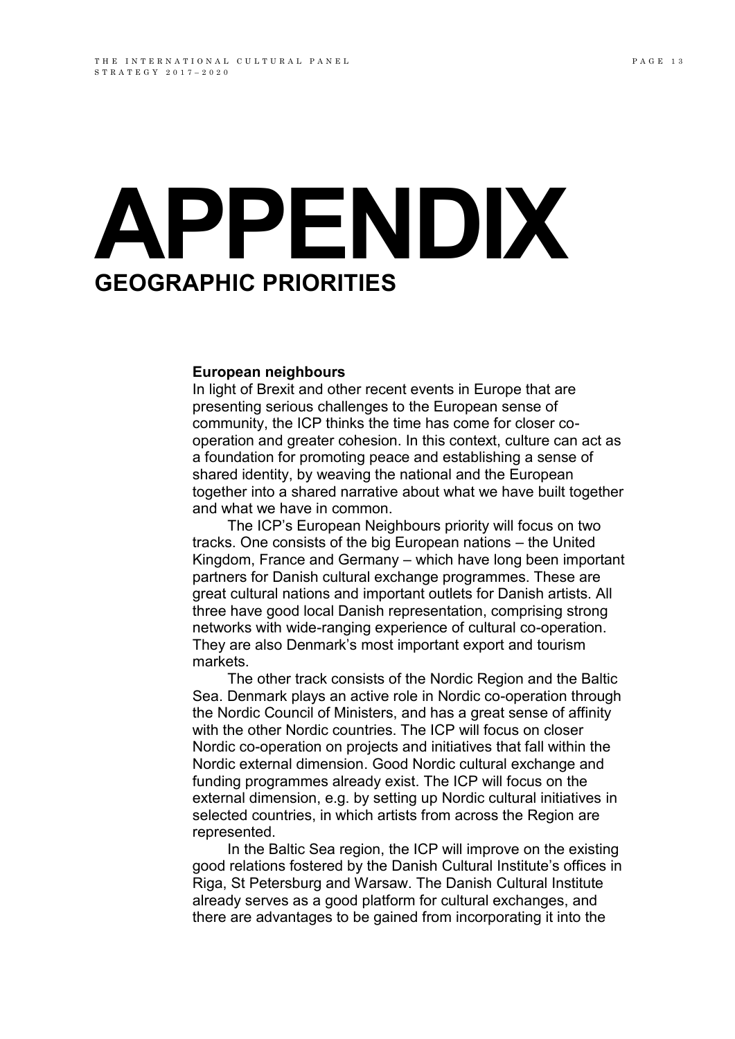# APPENDIX

## GEOGRAPHIC PRIORITIES

**European neighbours**

In light of Brexit and other recent events in Europe that are presenting serious challenges to the European sense of community, the ICP thinks the time has come for closer co-operation and greater cohesion. In this context, culture can act as a foundation for promoting peace and establishing a sense of shared identity, by weaving the national and the European together into a shared narrative about what we have built together and what we have in common.

The ICP's European Neighbours priority will focus on two tracks. One consists of the big European nations – the United Kingdom, France and Germany – which have long been important partners for Danish cultural exchange programmes. These are great cultural nations and important outlets for Danish artists. All three have good local Danish representation, comprising strong networks with wide-ranging experience of cultural co-operation. They are also Denmark's most important export and tourism markets.

The other track consists of the Nordic Region and the Baltic Sea. Denmark plays an active role in Nordic co-operation through the Nordic Council of Ministers, and has a great sense of affinity with the other Nordic countries. The ICP will focus on closer Nordic co-operation on projects and initiatives that fall within the Nordic external dimension. Good Nordic cultural exchange and funding programmes already exist. The ICP will focus on the external dimension, e.g. by setting up Nordic cultural initiatives in selected countries, in which artists from across the Region are represented.

In the Baltic Sea region, the ICP will improve on the existing good relations fostered by the Danish Cultural Institute's offices in Riga, St Petersburg and Warsaw. The Danish Cultural Institute already serves as a good platform for cultural exchanges, and there are advantages to be gained from incorporating it into the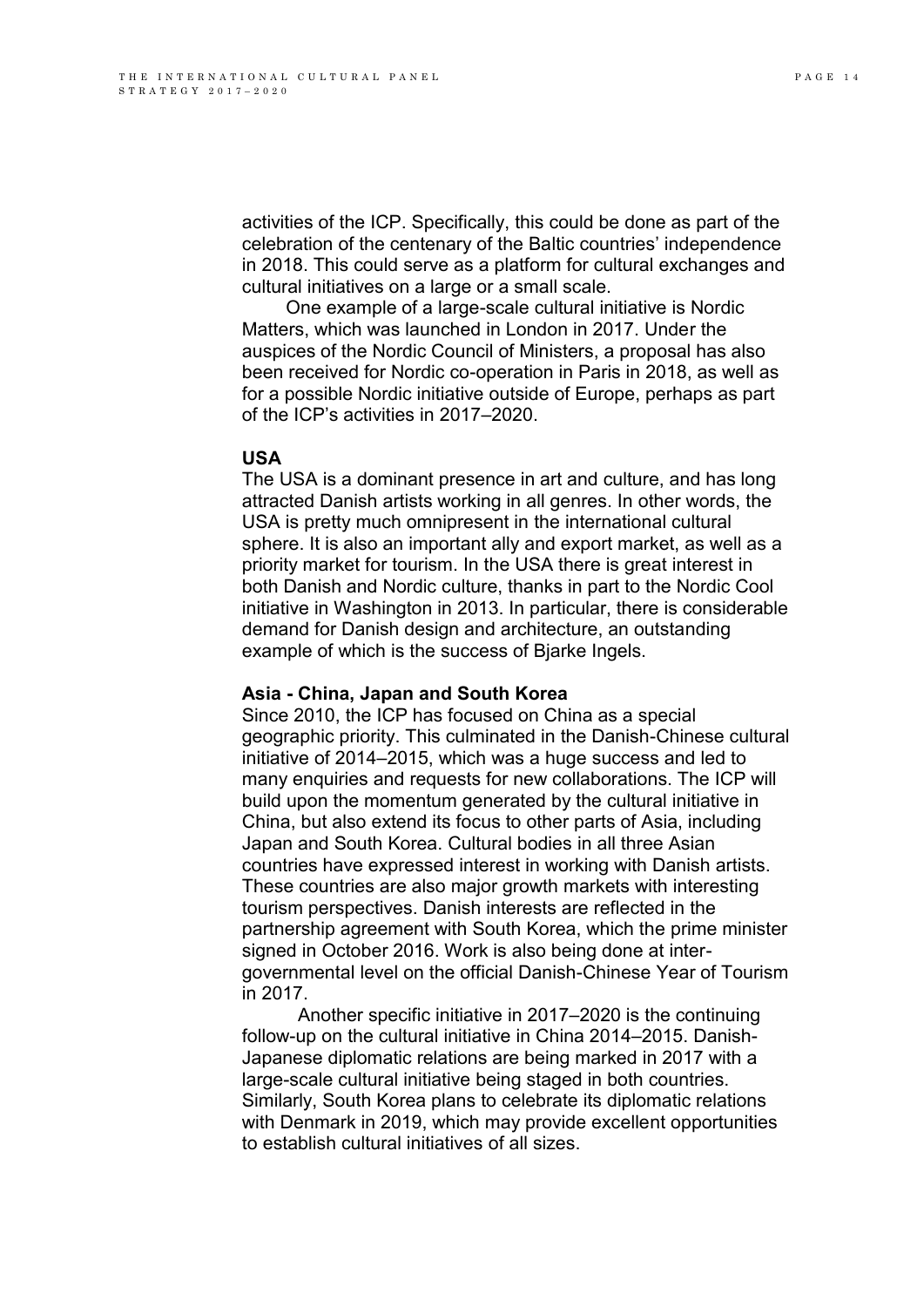activities of the ICP. Specifically, this could be done as part of the celebration of the centenary of the Baltic countries' independence in 2018. This could serve as a platform for cultural exchanges and cultural initiatives on a large or a small scale.

One example of a large-scale cultural initiative is Nordic Matters, which was launched in London in 2017. Under the auspices of the Nordic Council of Ministers, a proposal has also been received for Nordic co-operation in Paris in 2018, as well as for a possible Nordic initiative outside of Europe, perhaps as part of the ICP's activities in 2017–2020.

**USA**

The USA is a dominant presence in art and culture, and has long attracted Danish artists working in all genres. In other words, the USA is pretty much omnipresent in the international cultural sphere. It is also an important ally and export market, as well as a priority market for tourism. In the USA there is great interest in both Danish and Nordic culture, thanks in part to the Nordic Cool initiative in Washington in 2013. In particular, there is considerable demand for Danish design and architecture, an outstanding example of which is the success of Bjarke Ingels.

**Asia - China, Japan and South Korea**

Since 2010, the ICP has focused on China as a special geographic priority. This culminated in the Danish-Chinese cultural initiative of 2014–2015, which was a huge success and led to many enquiries and requests for new collaborations. The ICP will build upon the momentum generated by the cultural initiative in China, but also extend its focus to other parts of Asia, including Japan and South Korea. Cultural bodies in all three Asian countries have expressed interest in working with Danish artists. These countries are also major growth markets with interesting tourism perspectives. Danish interests are reflected in the partnership agreement with South Korea, which the prime minister signed in October 2016. Work is also being done at inter-governmental level on the official Danish-Chinese Year of Tourism in 2017.

Another specific initiative in 2017–2020 is the continuing follow-up on the cultural initiative in China 2014–2015. Danish-Japanese diplomatic relations are being marked in 2017 with a large-scale cultural initiative being staged in both countries. Similarly, South Korea plans to celebrate its diplomatic relations with Denmark in 2019, which may provide excellent opportunities to establish cultural initiatives of all sizes.